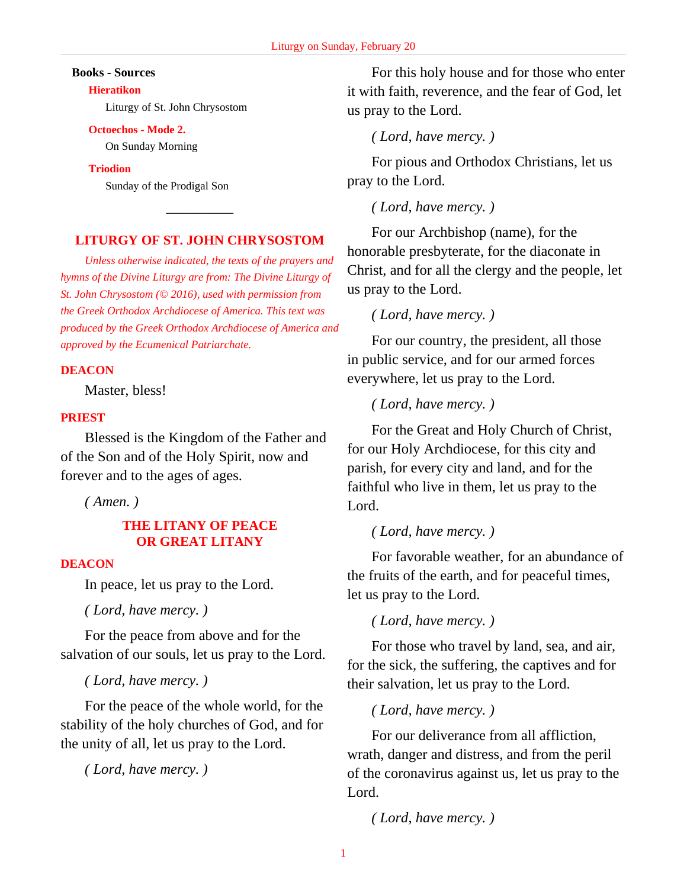**Books - Sources**

**Hieratikon**

Liturgy of St. John Chrysostom

**Octoechos - Mode 2.**

On Sunday Morning

**Triodion**

Sunday of the Prodigal Son

---

## LITURGY OF ST. JOHN CHRYSOSTOM

*Unless otherwise indicated, the texts of the prayers and hymns of the Divine Liturgy are from: The Divine Liturgy of St. John Chrysostom (© 2016), used with permission from the Greek Orthodox Archdiocese of America. This text was produced by the Greek Orthodox Archdiocese of America and approved by the Ecumenical Patriarchate.*

**DEACON**

Master, bless!

**PRIEST**

Blessed is the Kingdom of the Father and of the Son and of the Holy Spirit, now and forever and to the ages of ages.

*( Amen. )*

### THE LITANY OF PEACE OR GREAT LITANY

**DEACON**

In peace, let us pray to the Lord.

*( Lord, have mercy. )*

For the peace from above and for the salvation of our souls, let us pray to the Lord.

*( Lord, have mercy. )*

For the peace of the whole world, for the stability of the holy churches of God, and for the unity of all, let us pray to the Lord.

*( Lord, have mercy. )*

For this holy house and for those who enter it with faith, reverence, and the fear of God, let us pray to the Lord.

*( Lord, have mercy. )*

For pious and Orthodox Christians, let us pray to the Lord.

*( Lord, have mercy. )*

For our Archbishop (name), for the honorable presbyterate, for the diaconate in Christ, and for all the clergy and the people, let us pray to the Lord.

*( Lord, have mercy. )*

For our country, the president, all those in public service, and for our armed forces everywhere, let us pray to the Lord.

*( Lord, have mercy. )*

For the Great and Holy Church of Christ, for our Holy Archdiocese, for this city and parish, for every city and land, and for the faithful who live in them, let us pray to the Lord.

*( Lord, have mercy. )*

For favorable weather, for an abundance of the fruits of the earth, and for peaceful times, let us pray to the Lord.

*( Lord, have mercy. )*

For those who travel by land, sea, and air, for the sick, the suffering, the captives and for their salvation, let us pray to the Lord.

*( Lord, have mercy. )*

For our deliverance from all affliction, wrath, danger and distress, and from the peril of the coronavirus against us, let us pray to the Lord.

*( Lord, have mercy. )*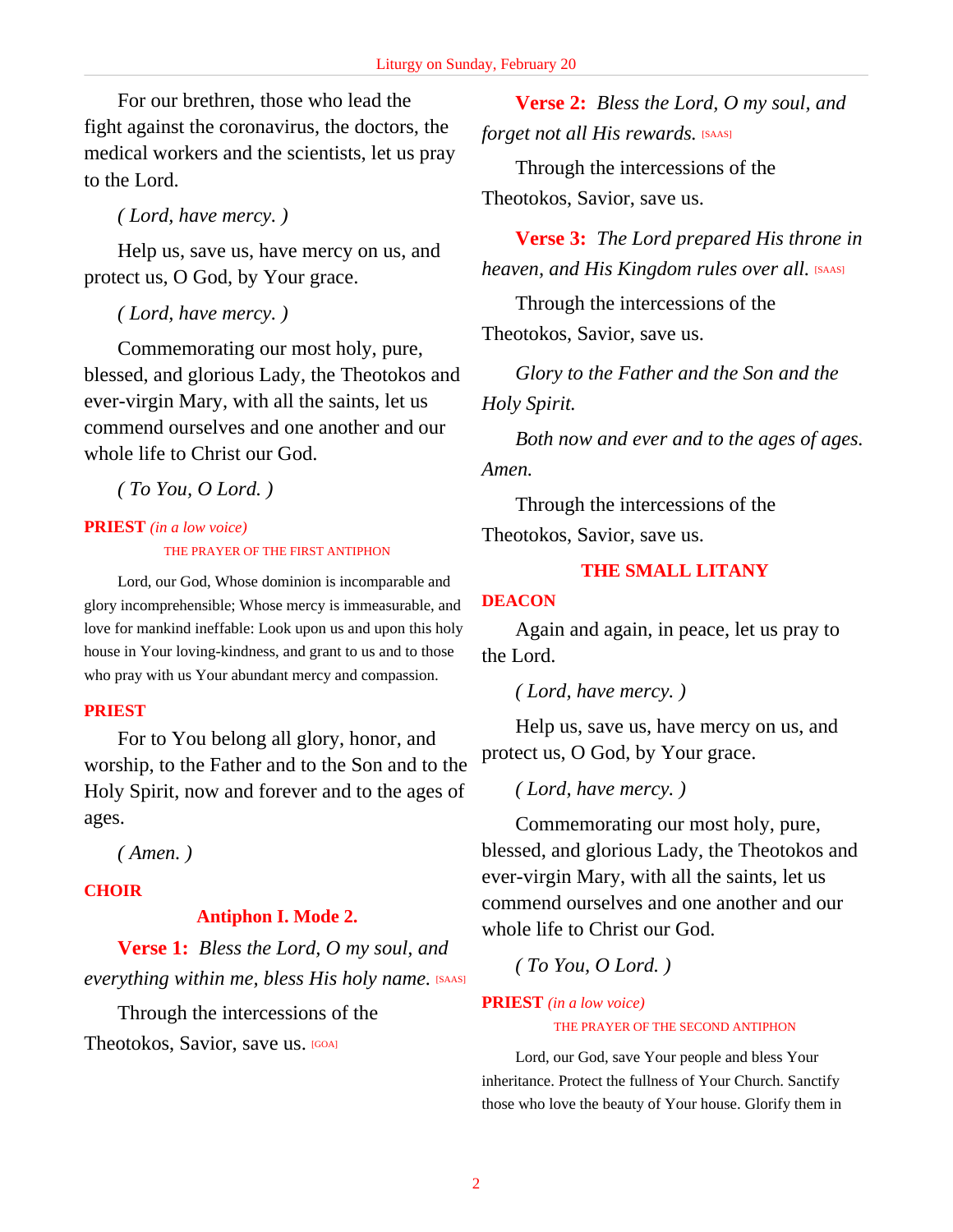For our brethren, those who lead the fight against the coronavirus, the doctors, the medical workers and the scientists, let us pray to the Lord.

*( Lord, have mercy. )*

Help us, save us, have mercy on us, and protect us, O God, by Your grace.

*( Lord, have mercy. )*

Commemorating our most holy, pure, blessed, and glorious Lady, the Theotokos and ever-virgin Mary, with all the saints, let us commend ourselves and one another and our whole life to Christ our God.

*( To You, O Lord. )*

**PRIEST** *(in a low voice)*

THE PRAYER OF THE FIRST ANTIPHON

Lord, our God, Whose dominion is incomparable and glory incomprehensible; Whose mercy is immeasurable, and love for mankind ineffable: Look upon us and upon this holy house in Your loving-kindness, and grant to us and to those who pray with us Your abundant mercy and compassion.

**PRIEST**

For to You belong all glory, honor, and worship, to the Father and to the Son and to the Holy Spirit, now and forever and to the ages of ages.

*( Amen. )*

**CHOIR**

**Antiphon I. Mode 2.**

**Verse 1:** *Bless the Lord, O my soul, and everything within me, bless His holy name.* [SAAS]

Through the intercessions of the Theotokos, Savior, save us. [GOA]

**Verse 2:** *Bless the Lord, O my soul, and forget not all His rewards.* [SAAS]

Through the intercessions of the Theotokos, Savior, save us.

**Verse 3:** *The Lord prepared His throne in heaven, and His Kingdom rules over all.* [SAAS]

Through the intercessions of the Theotokos, Savior, save us.

*Glory to the Father and the Son and the Holy Spirit.*

*Both now and ever and to the ages of ages. Amen.*

Through the intercessions of the Theotokos, Savior, save us.

## THE SMALL LITANY

**DEACON**

Again and again, in peace, let us pray to the Lord.

*( Lord, have mercy. )*

Help us, save us, have mercy on us, and protect us, O God, by Your grace.

*( Lord, have mercy. )*

Commemorating our most holy, pure, blessed, and glorious Lady, the Theotokos and ever-virgin Mary, with all the saints, let us commend ourselves and one another and our whole life to Christ our God.

*( To You, O Lord. )*

**PRIEST** *(in a low voice)*

THE PRAYER OF THE SECOND ANTIPHON

Lord, our God, save Your people and bless Your inheritance. Protect the fullness of Your Church. Sanctify those who love the beauty of Your house. Glorify them in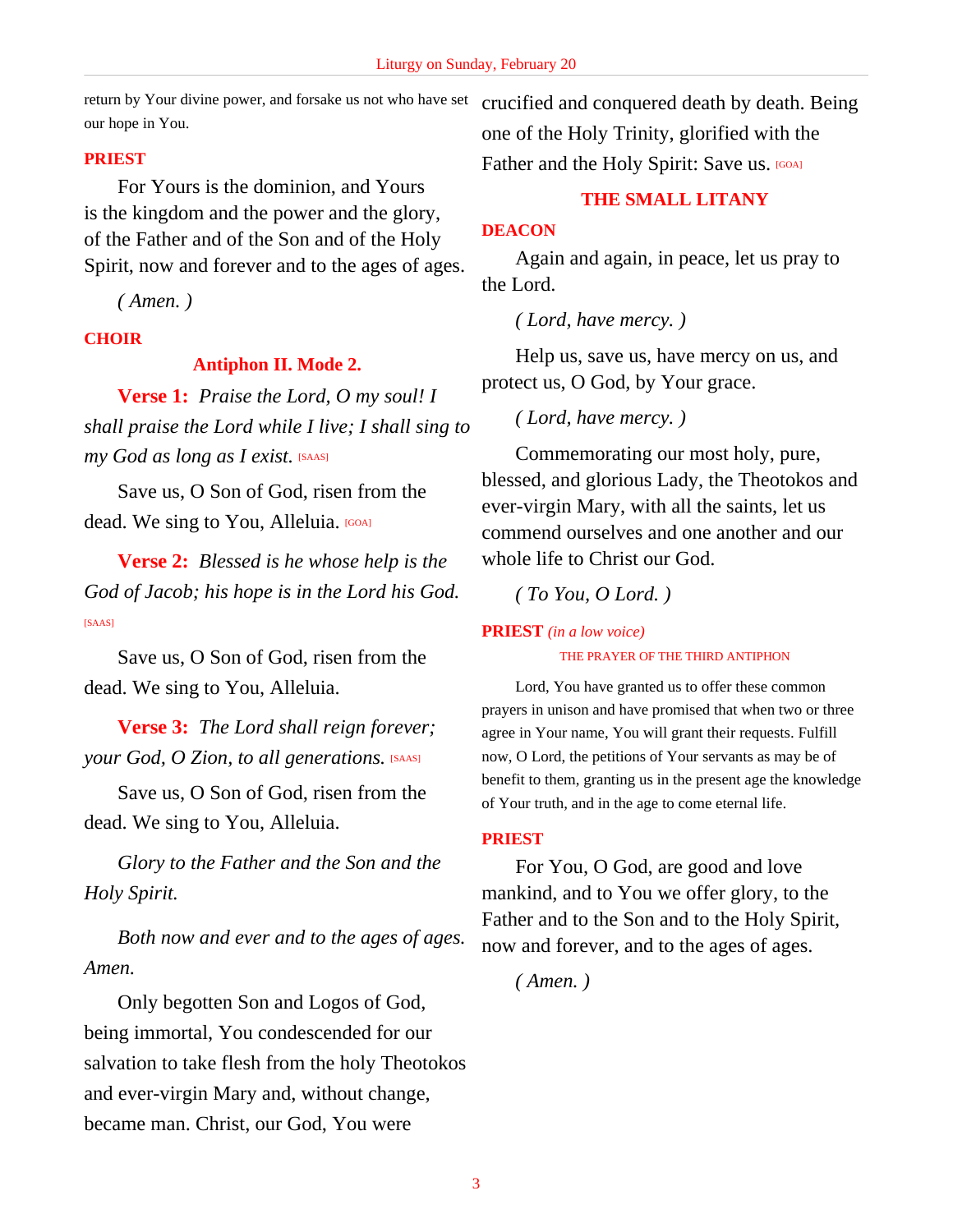return by Your divine power, and forsake us not who have set our hope in You.

**PRIEST**

For Yours is the dominion, and Yours is the kingdom and the power and the glory, of the Father and of the Son and of the Holy Spirit, now and forever and to the ages of ages.

*( Amen. )*

**CHOIR**

**Antiphon II. Mode 2.**

**Verse 1:** *Praise the Lord, O my soul! I shall praise the Lord while I live; I shall sing to my God as long as I exist.* [SAAS]

Save us, O Son of God, risen from the dead. We sing to You, Alleluia. [GOA]

**Verse 2:** *Blessed is he whose help is the God of Jacob; his hope is in the Lord his God.* [SAAS]

Save us, O Son of God, risen from the dead. We sing to You, Alleluia.

**Verse 3:** *The Lord shall reign forever; your God, O Zion, to all generations.* [SAAS]

Save us, O Son of God, risen from the dead. We sing to You, Alleluia.

*Glory to the Father and the Son and the Holy Spirit.*

*Both now and ever and to the ages of ages. Amen.*

Only begotten Son and Logos of God, being immortal, You condescended for our salvation to take flesh from the holy Theotokos and ever-virgin Mary and, without change, became man. Christ, our God, You were crucified and conquered death by death. Being one of the Holy Trinity, glorified with the Father and the Holy Spirit: Save us. [GOA]

## THE SMALL LITANY

**DEACON**

Again and again, in peace, let us pray to the Lord.

*( Lord, have mercy. )*

Help us, save us, have mercy on us, and protect us, O God, by Your grace.

*( Lord, have mercy. )*

Commemorating our most holy, pure, blessed, and glorious Lady, the Theotokos and ever-virgin Mary, with all the saints, let us commend ourselves and one another and our whole life to Christ our God.

*( To You, O Lord. )*

**PRIEST** *(in a low voice)*

THE PRAYER OF THE THIRD ANTIPHON

Lord, You have granted us to offer these common prayers in unison and have promised that when two or three agree in Your name, You will grant their requests. Fulfill now, O Lord, the petitions of Your servants as may be of benefit to them, granting us in the present age the knowledge of Your truth, and in the age to come eternal life.

**PRIEST**

For You, O God, are good and love mankind, and to You we offer glory, to the Father and to the Son and to the Holy Spirit, now and forever, and to the ages of ages.

*( Amen. )*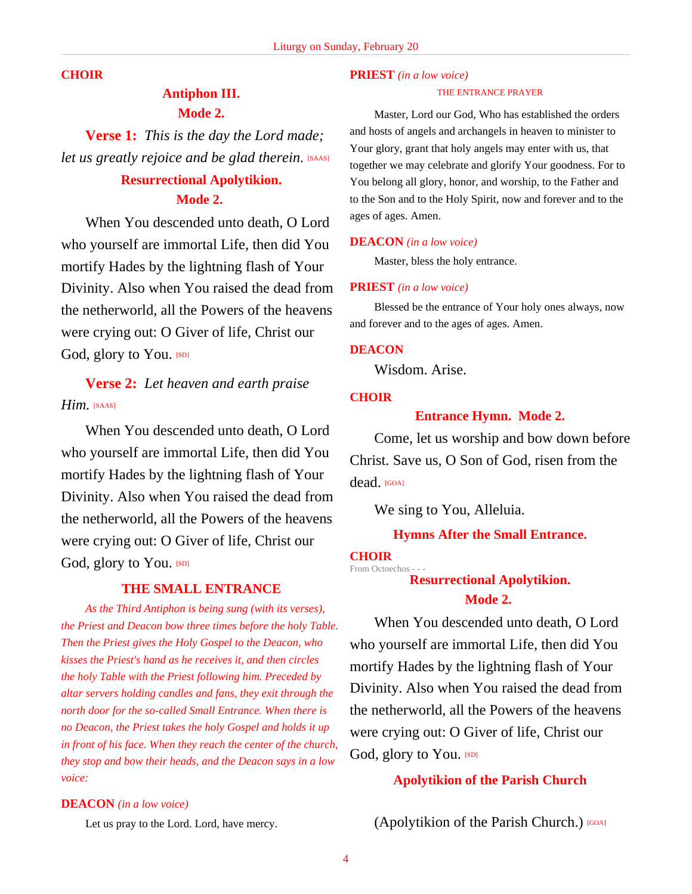**CHOIR**

### Antiphon III.
### Mode 2.

**Verse 1:** *This is the day the Lord made; let us greatly rejoice and be glad therein.* [SAAS]

### Resurrectional Apolytikion.
### Mode 2.

When You descended unto death, O Lord who yourself are immortal Life, then did You mortify Hades by the lightning flash of Your Divinity. Also when You raised the dead from the netherworld, all the Powers of the heavens were crying out: O Giver of life, Christ our God, glory to You. [SD]

**Verse 2:** *Let heaven and earth praise Him.* [SAAS]

When You descended unto death, O Lord who yourself are immortal Life, then did You mortify Hades by the lightning flash of Your Divinity. Also when You raised the dead from the netherworld, all the Powers of the heavens were crying out: O Giver of life, Christ our God, glory to You. [SD]

## THE SMALL ENTRANCE

*As the Third Antiphon is being sung (with its verses), the Priest and Deacon bow three times before the holy Table. Then the Priest gives the Holy Gospel to the Deacon, who kisses the Priest's hand as he receives it, and then circles the holy Table with the Priest following him. Preceded by altar servers holding candles and fans, they exit through the north door for the so-called Small Entrance. When there is no Deacon, the Priest takes the holy Gospel and holds it up in front of his face. When they reach the center of the church, they stop and bow their heads, and the Deacon says in a low voice:*

**DEACON** *(in a low voice)*

Let us pray to the Lord. Lord, have mercy.

**PRIEST** *(in a low voice)*

THE ENTRANCE PRAYER

Master, Lord our God, Who has established the orders and hosts of angels and archangels in heaven to minister to Your glory, grant that holy angels may enter with us, that together we may celebrate and glorify Your goodness. For to You belong all glory, honor, and worship, to the Father and to the Son and to the Holy Spirit, now and forever and to the ages of ages. Amen.

**DEACON** *(in a low voice)*

Master, bless the holy entrance.

**PRIEST** *(in a low voice)*

Blessed be the entrance of Your holy ones always, now and forever and to the ages of ages. Amen.

**DEACON**

Wisdom. Arise.

**CHOIR**

### Entrance Hymn. Mode 2.

Come, let us worship and bow down before Christ. Save us, O Son of God, risen from the dead. [GOA]

We sing to You, Alleluia.

### Hymns After the Small Entrance.

**CHOIR**

From Octoechos - - -

### Resurrectional Apolytikion.
### Mode 2.

When You descended unto death, O Lord who yourself are immortal Life, then did You mortify Hades by the lightning flash of Your Divinity. Also when You raised the dead from the netherworld, all the Powers of the heavens were crying out: O Giver of life, Christ our God, glory to You. [SD]

### Apolytikion of the Parish Church

(Apolytikion of the Parish Church.) [GOA]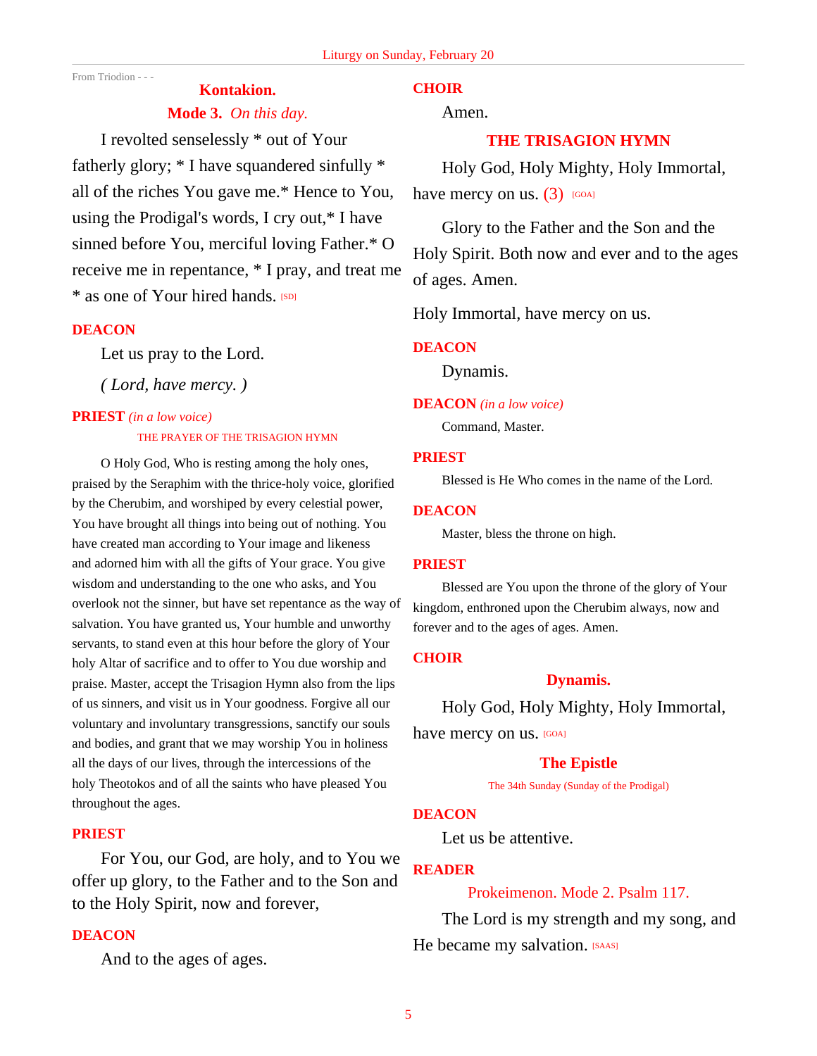From Triodion - - -

**Kontakion.**

**Mode 3.** *On this day.*

I revolted senselessly * out of Your fatherly glory; * I have squandered sinfully * all of the riches You gave me.* Hence to You, using the Prodigal's words, I cry out,* I have sinned before You, merciful loving Father.* O receive me in repentance, * I pray, and treat me * as one of Your hired hands. [SD]

**DEACON**

Let us pray to the Lord.

*( Lord, have mercy. )*

**PRIEST** *(in a low voice)*

THE PRAYER OF THE TRISAGION HYMN

O Holy God, Who is resting among the holy ones, praised by the Seraphim with the thrice-holy voice, glorified by the Cherubim, and worshiped by every celestial power, You have brought all things into being out of nothing. You have created man according to Your image and likeness and adorned him with all the gifts of Your grace. You give wisdom and understanding to the one who asks, and You overlook not the sinner, but have set repentance as the way of salvation. You have granted us, Your humble and unworthy servants, to stand even at this hour before the glory of Your holy Altar of sacrifice and to offer to You due worship and praise. Master, accept the Trisagion Hymn also from the lips of us sinners, and visit us in Your goodness. Forgive all our voluntary and involuntary transgressions, sanctify our souls and bodies, and grant that we may worship You in holiness all the days of our lives, through the intercessions of the holy Theotokos and of all the saints who have pleased You throughout the ages.

**PRIEST**

For You, our God, are holy, and to You we offer up glory, to the Father and to the Son and to the Holy Spirit, now and forever,

**DEACON**

And to the ages of ages.

**CHOIR**

Amen.

**THE TRISAGION HYMN**

Holy God, Holy Mighty, Holy Immortal, have mercy on us. (3) [GOA]

Glory to the Father and the Son and the Holy Spirit. Both now and ever and to the ages of ages. Amen.

Holy Immortal, have mercy on us.

**DEACON**

Dynamis.

**DEACON** *(in a low voice)*

Command, Master.

**PRIEST**

Blessed is He Who comes in the name of the Lord.

**DEACON**

Master, bless the throne on high.

**PRIEST**

Blessed are You upon the throne of the glory of Your kingdom, enthroned upon the Cherubim always, now and forever and to the ages of ages. Amen.

**CHOIR**

**Dynamis.**

Holy God, Holy Mighty, Holy Immortal, have mercy on us. [GOA]

**The Epistle**

The 34th Sunday (Sunday of the Prodigal)

**DEACON**

Let us be attentive.

**READER**

Prokeimenon. Mode 2. Psalm 117.

The Lord is my strength and my song, and He became my salvation. [SAAS]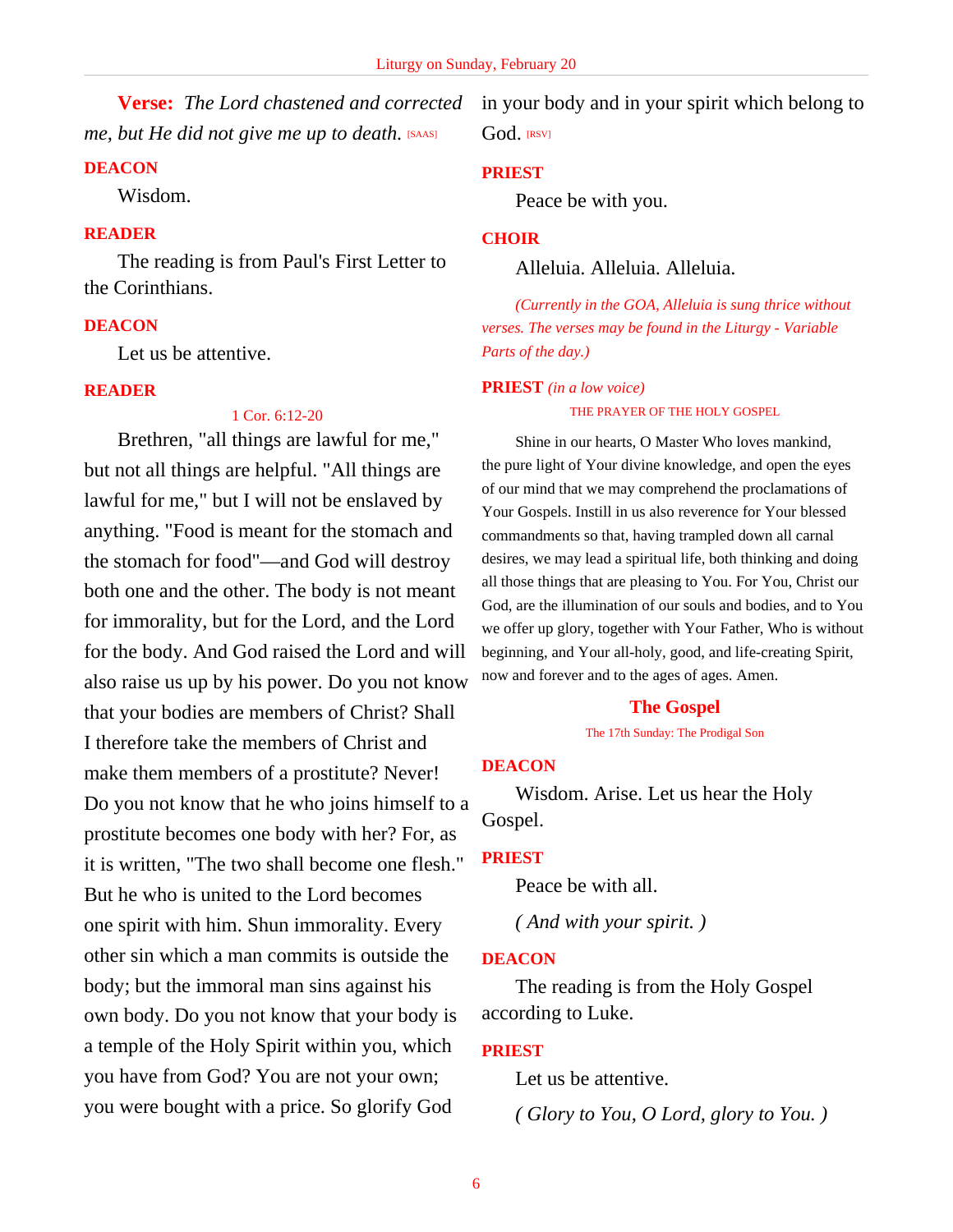**Verse:** *The Lord chastened and corrected me, but He did not give me up to death.* [SAAS]

**DEACON**

Wisdom.

**READER**

The reading is from Paul's First Letter to the Corinthians.

**DEACON**

Let us be attentive.

**READER**

1 Cor. 6:12-20

Brethren, "all things are lawful for me," but not all things are helpful. "All things are lawful for me," but I will not be enslaved by anything. "Food is meant for the stomach and the stomach for food"—and God will destroy both one and the other. The body is not meant for immorality, but for the Lord, and the Lord for the body. And God raised the Lord and will also raise us up by his power. Do you not know that your bodies are members of Christ? Shall I therefore take the members of Christ and make them members of a prostitute? Never! Do you not know that he who joins himself to a prostitute becomes one body with her? For, as it is written, "The two shall become one flesh." But he who is united to the Lord becomes one spirit with him. Shun immorality. Every other sin which a man commits is outside the body; but the immoral man sins against his own body. Do you not know that your body is a temple of the Holy Spirit within you, which you have from God? You are not your own; you were bought with a price. So glorify God in your body and in your spirit which belong to God. [RSV]

**PRIEST**

Peace be with you.

**CHOIR**

Alleluia. Alleluia. Alleluia.

*(Currently in the GOA, Alleluia is sung thrice without verses. The verses may be found in the Liturgy - Variable Parts of the day.)*

**PRIEST** *(in a low voice)*

THE PRAYER OF THE HOLY GOSPEL

Shine in our hearts, O Master Who loves mankind, the pure light of Your divine knowledge, and open the eyes of our mind that we may comprehend the proclamations of Your Gospels. Instill in us also reverence for Your blessed commandments so that, having trampled down all carnal desires, we may lead a spiritual life, both thinking and doing all those things that are pleasing to You. For You, Christ our God, are the illumination of our souls and bodies, and to You we offer up glory, together with Your Father, Who is without beginning, and Your all-holy, good, and life-creating Spirit, now and forever and to the ages of ages. Amen.

## The Gospel

The 17th Sunday: The Prodigal Son

**DEACON**

Wisdom. Arise. Let us hear the Holy Gospel.

**PRIEST**

Peace be with all.

*( And with your spirit. )*

**DEACON**

The reading is from the Holy Gospel according to Luke.

**PRIEST**

Let us be attentive.

*( Glory to You, O Lord, glory to You. )*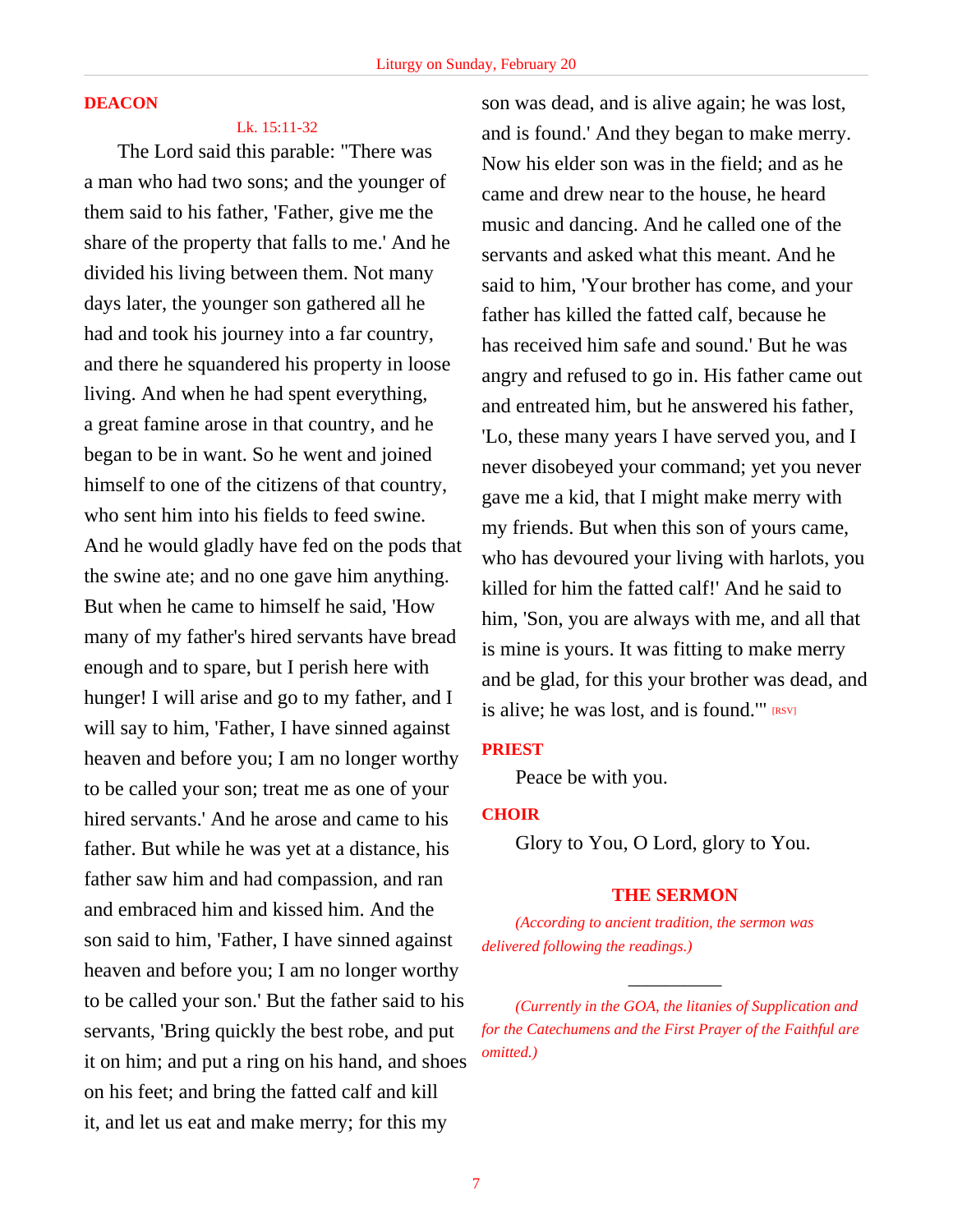**DEACON**

Lk. 15:11-32

The Lord said this parable: "There was a man who had two sons; and the younger of them said to his father, 'Father, give me the share of the property that falls to me.' And he divided his living between them. Not many days later, the younger son gathered all he had and took his journey into a far country, and there he squandered his property in loose living. And when he had spent everything, a great famine arose in that country, and he began to be in want. So he went and joined himself to one of the citizens of that country, who sent him into his fields to feed swine. And he would gladly have fed on the pods that the swine ate; and no one gave him anything. But when he came to himself he said, 'How many of my father's hired servants have bread enough and to spare, but I perish here with hunger! I will arise and go to my father, and I will say to him, 'Father, I have sinned against heaven and before you; I am no longer worthy to be called your son; treat me as one of your hired servants.' And he arose and came to his father. But while he was yet at a distance, his father saw him and had compassion, and ran and embraced him and kissed him. And the son said to him, 'Father, I have sinned against heaven and before you; I am no longer worthy to be called your son.' But the father said to his servants, 'Bring quickly the best robe, and put it on him; and put a ring on his hand, and shoes on his feet; and bring the fatted calf and kill it, and let us eat and make merry; for this my son was dead, and is alive again; he was lost, and is found.' And they began to make merry. Now his elder son was in the field; and as he came and drew near to the house, he heard music and dancing. And he called one of the servants and asked what this meant. And he said to him, 'Your brother has come, and your father has killed the fatted calf, because he has received him safe and sound.' But he was angry and refused to go in. His father came out and entreated him, but he answered his father, 'Lo, these many years I have served you, and I never disobeyed your command; yet you never gave me a kid, that I might make merry with my friends. But when this son of yours came, who has devoured your living with harlots, you killed for him the fatted calf!' And he said to him, 'Son, you are always with me, and all that is mine is yours. It was fitting to make merry and be glad, for this your brother was dead, and is alive; he was lost, and is found.'" [RSV]

**PRIEST**

Peace be with you.

**CHOIR**

Glory to You, O Lord, glory to You.

## THE SERMON

*(According to ancient tradition, the sermon was delivered following the readings.)*

---

*(Currently in the GOA, the litanies of Supplication and for the Catechumens and the First Prayer of the Faithful are omitted.)*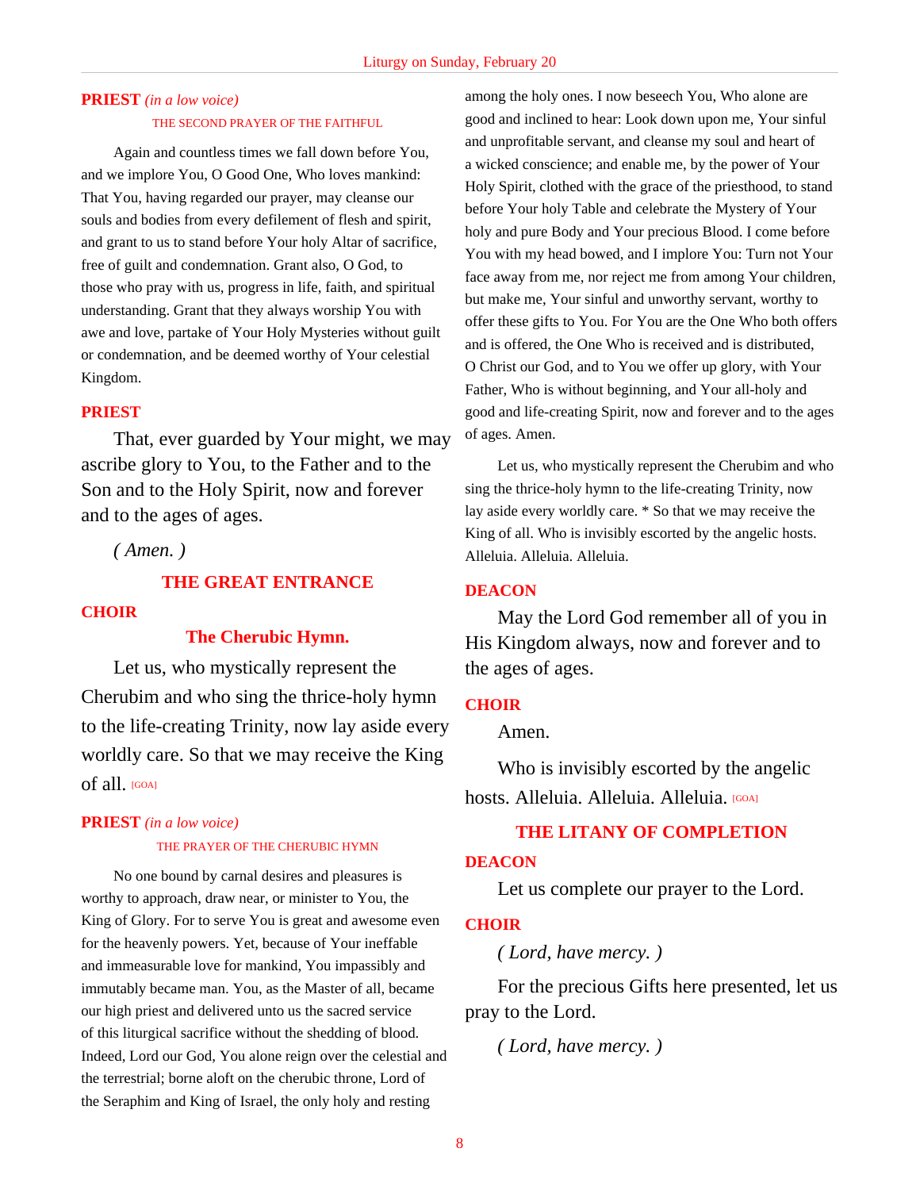**PRIEST** *(in a low voice)*

THE SECOND PRAYER OF THE FAITHFUL

Again and countless times we fall down before You, and we implore You, O Good One, Who loves mankind: That You, having regarded our prayer, may cleanse our souls and bodies from every defilement of flesh and spirit, and grant to us to stand before Your holy Altar of sacrifice, free of guilt and condemnation. Grant also, O God, to those who pray with us, progress in life, faith, and spiritual understanding. Grant that they always worship You with awe and love, partake of Your Holy Mysteries without guilt or condemnation, and be deemed worthy of Your celestial Kingdom.

**PRIEST**

That, ever guarded by Your might, we may ascribe glory to You, to the Father and to the Son and to the Holy Spirit, now and forever and to the ages of ages.

*( Amen. )*

## THE GREAT ENTRANCE

**CHOIR**

### The Cherubic Hymn.

Let us, who mystically represent the Cherubim and who sing the thrice-holy hymn to the life-creating Trinity, now lay aside every worldly care. So that we may receive the King of all. [GOA]

**PRIEST** *(in a low voice)*

THE PRAYER OF THE CHERUBIC HYMN

No one bound by carnal desires and pleasures is worthy to approach, draw near, or minister to You, the King of Glory. For to serve You is great and awesome even for the heavenly powers. Yet, because of Your ineffable and immeasurable love for mankind, You impassibly and immutably became man. You, as the Master of all, became our high priest and delivered unto us the sacred service of this liturgical sacrifice without the shedding of blood. Indeed, Lord our God, You alone reign over the celestial and the terrestrial; borne aloft on the cherubic throne, Lord of the Seraphim and King of Israel, the only holy and resting among the holy ones. I now beseech You, Who alone are good and inclined to hear: Look down upon me, Your sinful and unprofitable servant, and cleanse my soul and heart of a wicked conscience; and enable me, by the power of Your Holy Spirit, clothed with the grace of the priesthood, to stand before Your holy Table and celebrate the Mystery of Your holy and pure Body and Your precious Blood. I come before You with my head bowed, and I implore You: Turn not Your face away from me, nor reject me from among Your children, but make me, Your sinful and unworthy servant, worthy to offer these gifts to You. For You are the One Who both offers and is offered, the One Who is received and is distributed, O Christ our God, and to You we offer up glory, with Your Father, Who is without beginning, and Your all-holy and good and life-creating Spirit, now and forever and to the ages of ages. Amen.

Let us, who mystically represent the Cherubim and who sing the thrice-holy hymn to the life-creating Trinity, now lay aside every worldly care. * So that we may receive the King of all. Who is invisibly escorted by the angelic hosts. Alleluia. Alleluia. Alleluia.

**DEACON**

May the Lord God remember all of you in His Kingdom always, now and forever and to the ages of ages.

**CHOIR**

Amen.

Who is invisibly escorted by the angelic hosts. Alleluia. Alleluia. Alleluia. [GOA]

## THE LITANY OF COMPLETION

**DEACON**

Let us complete our prayer to the Lord.

**CHOIR**

*( Lord, have mercy. )*

For the precious Gifts here presented, let us pray to the Lord.

*( Lord, have mercy. )*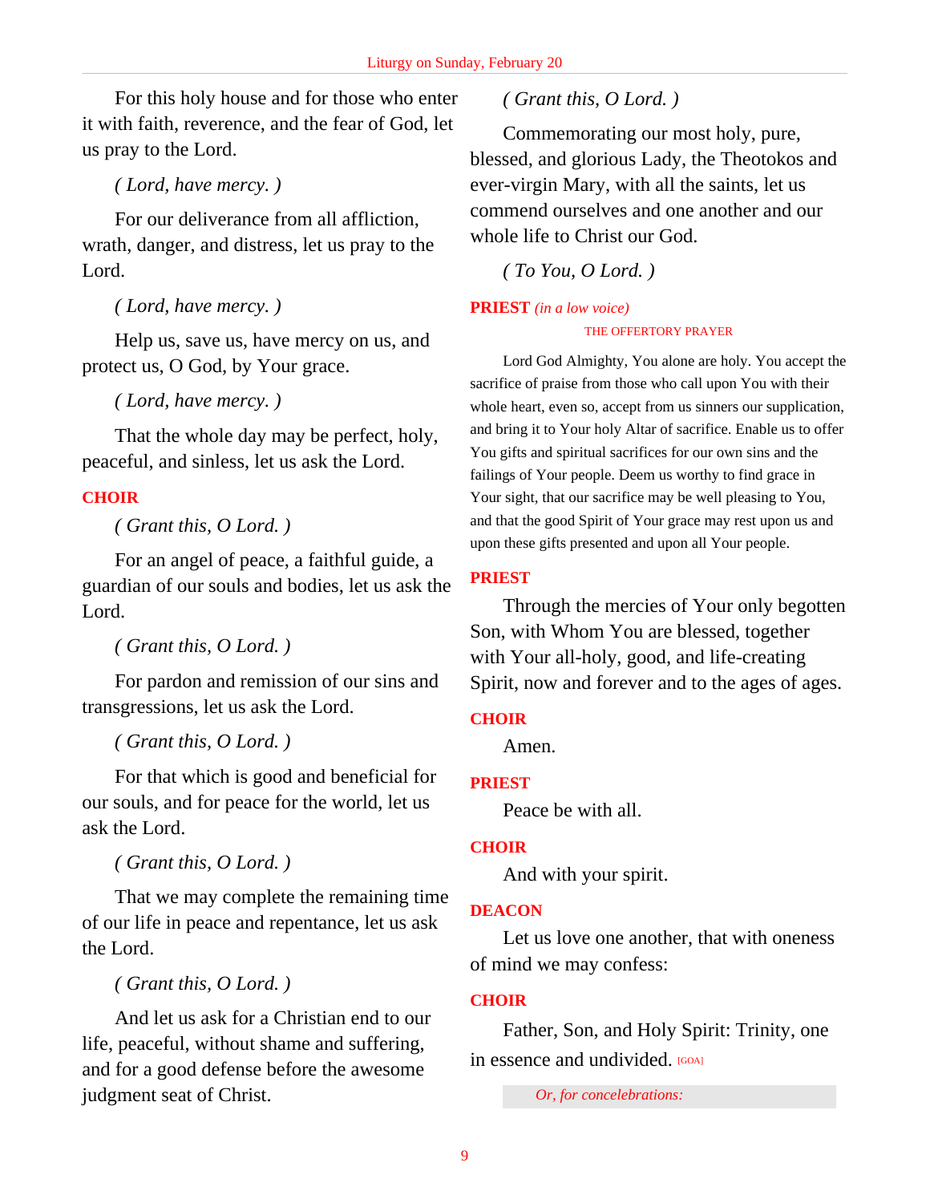For this holy house and for those who enter it with faith, reverence, and the fear of God, let us pray to the Lord.

*( Lord, have mercy. )*

For our deliverance from all affliction, wrath, danger, and distress, let us pray to the Lord.

*( Lord, have mercy. )*

Help us, save us, have mercy on us, and protect us, O God, by Your grace.

*( Lord, have mercy. )*

That the whole day may be perfect, holy, peaceful, and sinless, let us ask the Lord.

**CHOIR**

*( Grant this, O Lord. )*

For an angel of peace, a faithful guide, a guardian of our souls and bodies, let us ask the Lord.

*( Grant this, O Lord. )*

For pardon and remission of our sins and transgressions, let us ask the Lord.

*( Grant this, O Lord. )*

For that which is good and beneficial for our souls, and for peace for the world, let us ask the Lord.

*( Grant this, O Lord. )*

That we may complete the remaining time of our life in peace and repentance, let us ask the Lord.

*( Grant this, O Lord. )*

And let us ask for a Christian end to our life, peaceful, without shame and suffering, and for a good defense before the awesome judgment seat of Christ.

*( Grant this, O Lord. )*

Commemorating our most holy, pure, blessed, and glorious Lady, the Theotokos and ever-virgin Mary, with all the saints, let us commend ourselves and one another and our whole life to Christ our God.

*( To You, O Lord. )*

**PRIEST** *(in a low voice)*

THE OFFERTORY PRAYER

Lord God Almighty, You alone are holy. You accept the sacrifice of praise from those who call upon You with their whole heart, even so, accept from us sinners our supplication, and bring it to Your holy Altar of sacrifice. Enable us to offer You gifts and spiritual sacrifices for our own sins and the failings of Your people. Deem us worthy to find grace in Your sight, that our sacrifice may be well pleasing to You, and that the good Spirit of Your grace may rest upon us and upon these gifts presented and upon all Your people.

**PRIEST**

Through the mercies of Your only begotten Son, with Whom You are blessed, together with Your all-holy, good, and life-creating Spirit, now and forever and to the ages of ages.

**CHOIR**

Amen.

**PRIEST**

Peace be with all.

**CHOIR**

And with your spirit.

**DEACON**

Let us love one another, that with oneness of mind we may confess:

**CHOIR**

Father, Son, and Holy Spirit: Trinity, one in essence and undivided. [GOA]

*Or, for concelebrations:*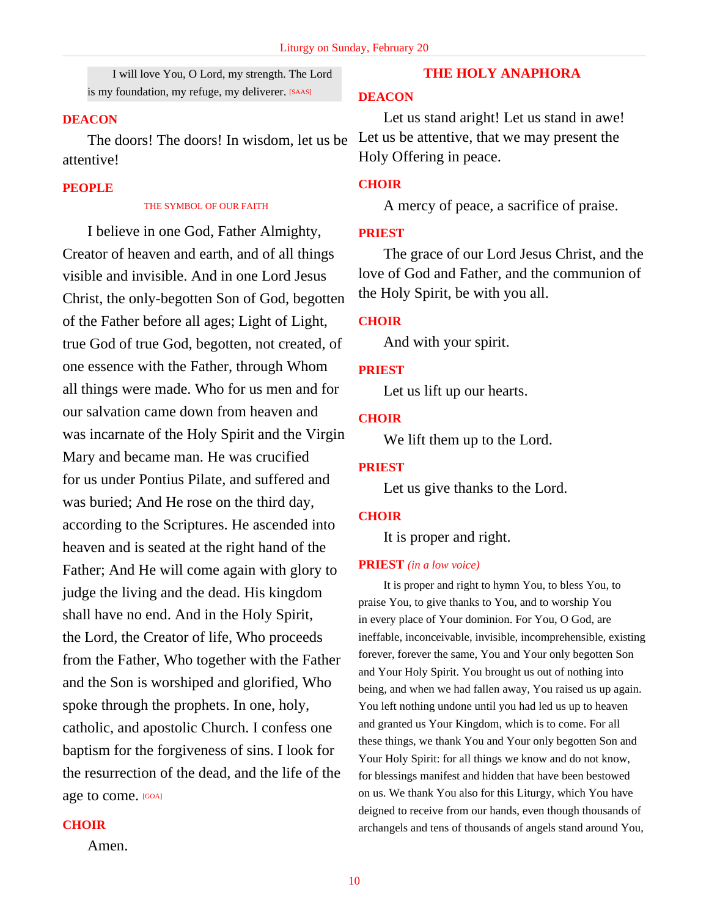I will love You, O Lord, my strength. The Lord is my foundation, my refuge, my deliverer. [SAAS]

**DEACON**

The doors! The doors! In wisdom, let us be attentive!

**PEOPLE**

THE SYMBOL OF OUR FAITH

I believe in one God, Father Almighty, Creator of heaven and earth, and of all things visible and invisible. And in one Lord Jesus Christ, the only-begotten Son of God, begotten of the Father before all ages; Light of Light, true God of true God, begotten, not created, of one essence with the Father, through Whom all things were made. Who for us men and for our salvation came down from heaven and was incarnate of the Holy Spirit and the Virgin Mary and became man. He was crucified for us under Pontius Pilate, and suffered and was buried; And He rose on the third day, according to the Scriptures. He ascended into heaven and is seated at the right hand of the Father; And He will come again with glory to judge the living and the dead. His kingdom shall have no end. And in the Holy Spirit, the Lord, the Creator of life, Who proceeds from the Father, Who together with the Father and the Son is worshiped and glorified, Who spoke through the prophets. In one, holy, catholic, and apostolic Church. I confess one baptism for the forgiveness of sins. I look for the resurrection of the dead, and the life of the age to come. [GOA]

**CHOIR**

Amen.

## THE HOLY ANAPHORA

**DEACON**

Let us stand aright! Let us stand in awe! Let us be attentive, that we may present the Holy Offering in peace.

**CHOIR**

A mercy of peace, a sacrifice of praise.

**PRIEST**

The grace of our Lord Jesus Christ, and the love of God and Father, and the communion of the Holy Spirit, be with you all.

**CHOIR**

And with your spirit.

**PRIEST**

Let us lift up our hearts.

**CHOIR**

We lift them up to the Lord.

**PRIEST**

Let us give thanks to the Lord.

**CHOIR**

It is proper and right.

**PRIEST** *(in a low voice)*

It is proper and right to hymn You, to bless You, to praise You, to give thanks to You, and to worship You in every place of Your dominion. For You, O God, are ineffable, inconceivable, invisible, incomprehensible, existing forever, forever the same, You and Your only begotten Son and Your Holy Spirit. You brought us out of nothing into being, and when we had fallen away, You raised us up again. You left nothing undone until you had led us up to heaven and granted us Your Kingdom, which is to come. For all these things, we thank You and Your only begotten Son and Your Holy Spirit: for all things we know and do not know, for blessings manifest and hidden that have been bestowed on us. We thank You also for this Liturgy, which You have deigned to receive from our hands, even though thousands of archangels and tens of thousands of angels stand around You,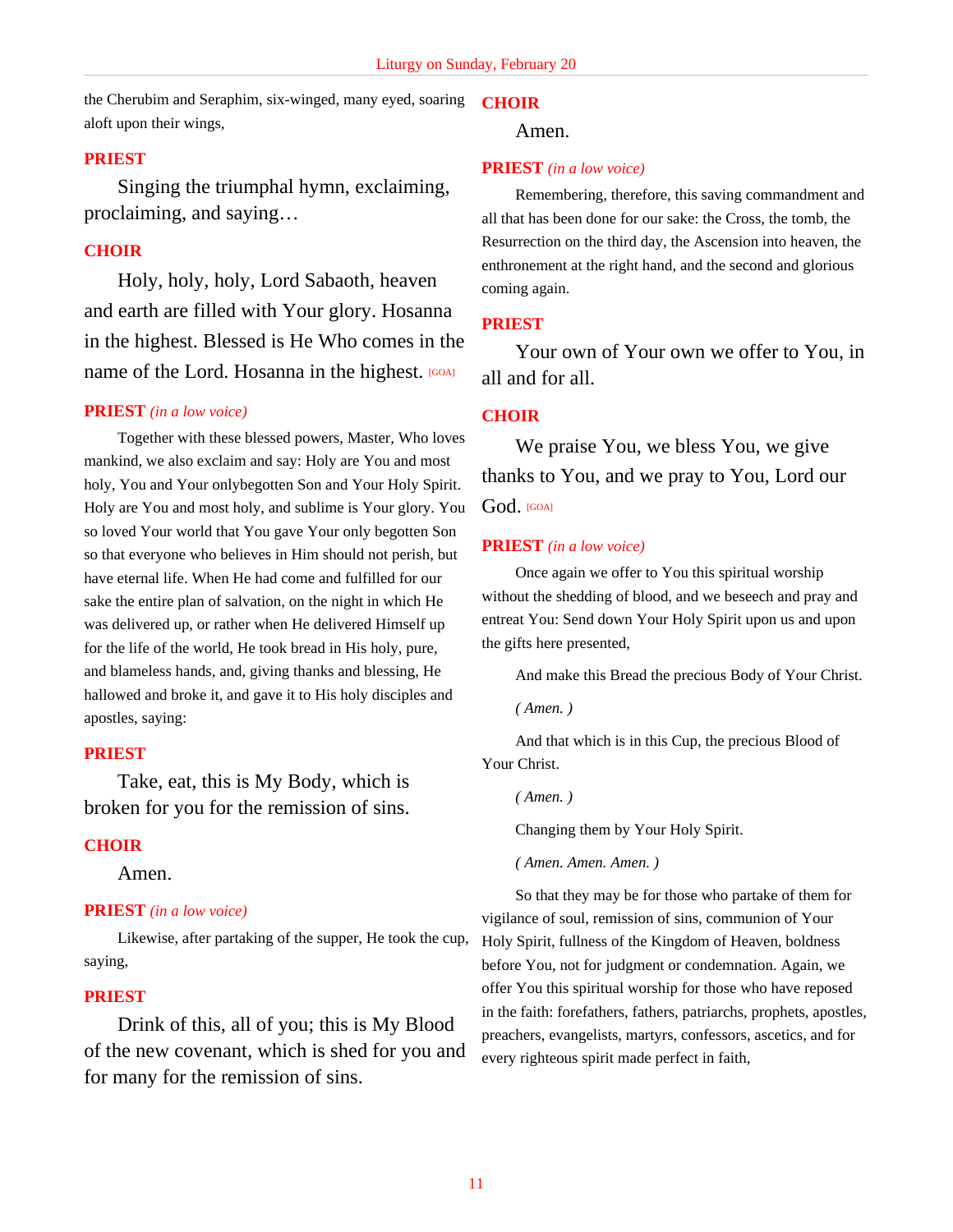the Cherubim and Seraphim, six-winged, many eyed, soaring aloft upon their wings,

**PRIEST**

Singing the triumphal hymn, exclaiming, proclaiming, and saying…

**CHOIR**

Holy, holy, holy, Lord Sabaoth, heaven and earth are filled with Your glory. Hosanna in the highest. Blessed is He Who comes in the name of the Lord. Hosanna in the highest. [GOA]

**PRIEST** *(in a low voice)*

Together with these blessed powers, Master, Who loves mankind, we also exclaim and say: Holy are You and most holy, You and Your onlybegotten Son and Your Holy Spirit. Holy are You and most holy, and sublime is Your glory. You so loved Your world that You gave Your only begotten Son so that everyone who believes in Him should not perish, but have eternal life. When He had come and fulfilled for our sake the entire plan of salvation, on the night in which He was delivered up, or rather when He delivered Himself up for the life of the world, He took bread in His holy, pure, and blameless hands, and, giving thanks and blessing, He hallowed and broke it, and gave it to His holy disciples and apostles, saying:

**PRIEST**

Take, eat, this is My Body, which is broken for you for the remission of sins.

**CHOIR**

Amen.

**PRIEST** *(in a low voice)*

Likewise, after partaking of the supper, He took the cup, saying,

**PRIEST**

Drink of this, all of you; this is My Blood of the new covenant, which is shed for you and for many for the remission of sins.

**CHOIR**

Amen.

**PRIEST** *(in a low voice)*

Remembering, therefore, this saving commandment and all that has been done for our sake: the Cross, the tomb, the Resurrection on the third day, the Ascension into heaven, the enthronement at the right hand, and the second and glorious coming again.

**PRIEST**

Your own of Your own we offer to You, in all and for all.

**CHOIR**

We praise You, we bless You, we give thanks to You, and we pray to You, Lord our God. [GOA]

**PRIEST** *(in a low voice)*

Once again we offer to You this spiritual worship without the shedding of blood, and we beseech and pray and entreat You: Send down Your Holy Spirit upon us and upon the gifts here presented,

And make this Bread the precious Body of Your Christ.

*( Amen. )*

And that which is in this Cup, the precious Blood of Your Christ.

*( Amen. )*

Changing them by Your Holy Spirit.

*( Amen. Amen. Amen. )*

So that they may be for those who partake of them for vigilance of soul, remission of sins, communion of Your Holy Spirit, fullness of the Kingdom of Heaven, boldness before You, not for judgment or condemnation. Again, we offer You this spiritual worship for those who have reposed in the faith: forefathers, fathers, patriarchs, prophets, apostles, preachers, evangelists, martyrs, confessors, ascetics, and for every righteous spirit made perfect in faith,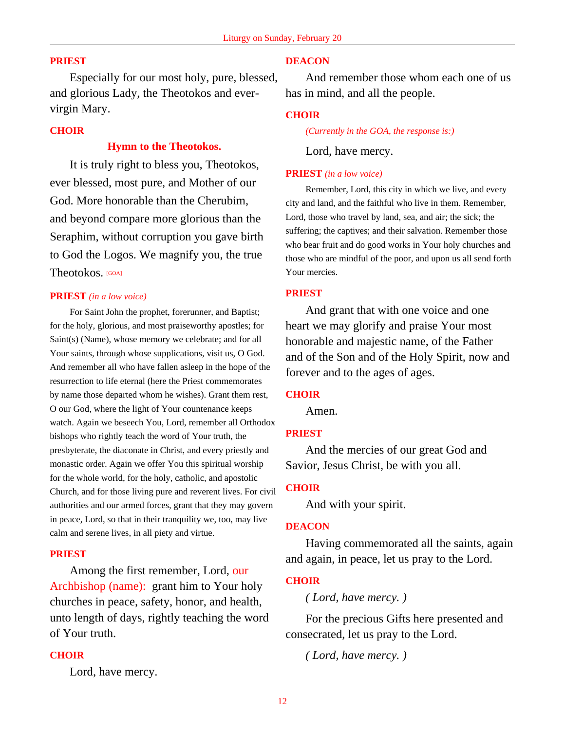**PRIEST**

Especially for our most holy, pure, blessed, and glorious Lady, the Theotokos and ever-virgin Mary.

**CHOIR**

**Hymn to the Theotokos.**

It is truly right to bless you, Theotokos, ever blessed, most pure, and Mother of our God. More honorable than the Cherubim, and beyond compare more glorious than the Seraphim, without corruption you gave birth to God the Logos. We magnify you, the true Theotokos. [GOA]

**PRIEST** *(in a low voice)*

For Saint John the prophet, forerunner, and Baptist; for the holy, glorious, and most praiseworthy apostles; for Saint(s) (Name), whose memory we celebrate; and for all Your saints, through whose supplications, visit us, O God. And remember all who have fallen asleep in the hope of the resurrection to life eternal (here the Priest commemorates by name those departed whom he wishes). Grant them rest, O our God, where the light of Your countenance keeps watch. Again we beseech You, Lord, remember all Orthodox bishops who rightly teach the word of Your truth, the presbyterate, the diaconate in Christ, and every priestly and monastic order. Again we offer You this spiritual worship for the whole world, for the holy, catholic, and apostolic Church, and for those living pure and reverent lives. For civil authorities and our armed forces, grant that they may govern in peace, Lord, so that in their tranquility we, too, may live calm and serene lives, in all piety and virtue.

**PRIEST**

Among the first remember, Lord, our Archbishop (name): grant him to Your holy churches in peace, safety, honor, and health, unto length of days, rightly teaching the word of Your truth.

**CHOIR**

Lord, have mercy.

**DEACON**

And remember those whom each one of us has in mind, and all the people.

**CHOIR**

*(Currently in the GOA, the response is:)*

Lord, have mercy.

**PRIEST** *(in a low voice)*

Remember, Lord, this city in which we live, and every city and land, and the faithful who live in them. Remember, Lord, those who travel by land, sea, and air; the sick; the suffering; the captives; and their salvation. Remember those who bear fruit and do good works in Your holy churches and those who are mindful of the poor, and upon us all send forth Your mercies.

**PRIEST**

And grant that with one voice and one heart we may glorify and praise Your most honorable and majestic name, of the Father and of the Son and of the Holy Spirit, now and forever and to the ages of ages.

**CHOIR**

Amen.

**PRIEST**

And the mercies of our great God and Savior, Jesus Christ, be with you all.

**CHOIR**

And with your spirit.

**DEACON**

Having commemorated all the saints, again and again, in peace, let us pray to the Lord.

**CHOIR**

*( Lord, have mercy. )*

For the precious Gifts here presented and consecrated, let us pray to the Lord.

*( Lord, have mercy. )*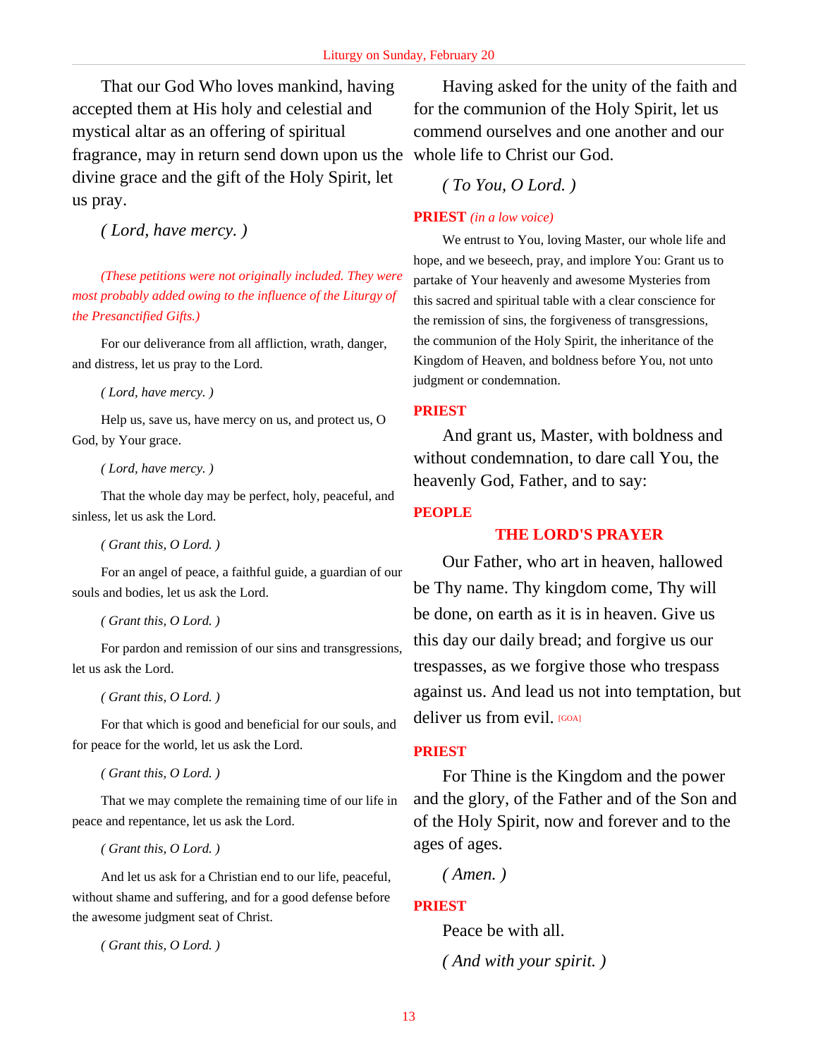That our God Who loves mankind, having accepted them at His holy and celestial and mystical altar as an offering of spiritual fragrance, may in return send down upon us the divine grace and the gift of the Holy Spirit, let us pray.

*( Lord, have mercy. )*

*(These petitions were not originally included. They were most probably added owing to the influence of the Liturgy of the Presanctified Gifts.)*

For our deliverance from all affliction, wrath, danger, and distress, let us pray to the Lord.

*( Lord, have mercy. )*

Help us, save us, have mercy on us, and protect us, O God, by Your grace.

*( Lord, have mercy. )*

That the whole day may be perfect, holy, peaceful, and sinless, let us ask the Lord.

*( Grant this, O Lord. )*

For an angel of peace, a faithful guide, a guardian of our souls and bodies, let us ask the Lord.

*( Grant this, O Lord. )*

For pardon and remission of our sins and transgressions, let us ask the Lord.

*( Grant this, O Lord. )*

For that which is good and beneficial for our souls, and for peace for the world, let us ask the Lord.

*( Grant this, O Lord. )*

That we may complete the remaining time of our life in peace and repentance, let us ask the Lord.

*( Grant this, O Lord. )*

And let us ask for a Christian end to our life, peaceful, without shame and suffering, and for a good defense before the awesome judgment seat of Christ.

*( Grant this, O Lord. )*

Having asked for the unity of the faith and for the communion of the Holy Spirit, let us commend ourselves and one another and our whole life to Christ our God.

*( To You, O Lord. )*

**PRIEST** *(in a low voice)*

We entrust to You, loving Master, our whole life and hope, and we beseech, pray, and implore You: Grant us to partake of Your heavenly and awesome Mysteries from this sacred and spiritual table with a clear conscience for the remission of sins, the forgiveness of transgressions, the communion of the Holy Spirit, the inheritance of the Kingdom of Heaven, and boldness before You, not unto judgment or condemnation.

**PRIEST**

And grant us, Master, with boldness and without condemnation, to dare call You, the heavenly God, Father, and to say:

**PEOPLE**

## THE LORD'S PRAYER

Our Father, who art in heaven, hallowed be Thy name. Thy kingdom come, Thy will be done, on earth as it is in heaven. Give us this day our daily bread; and forgive us our trespasses, as we forgive those who trespass against us. And lead us not into temptation, but deliver us from evil. [GOA]

**PRIEST**

For Thine is the Kingdom and the power and the glory, of the Father and of the Son and of the Holy Spirit, now and forever and to the ages of ages.

*( Amen. )*

**PRIEST**

Peace be with all.

*( And with your spirit. )*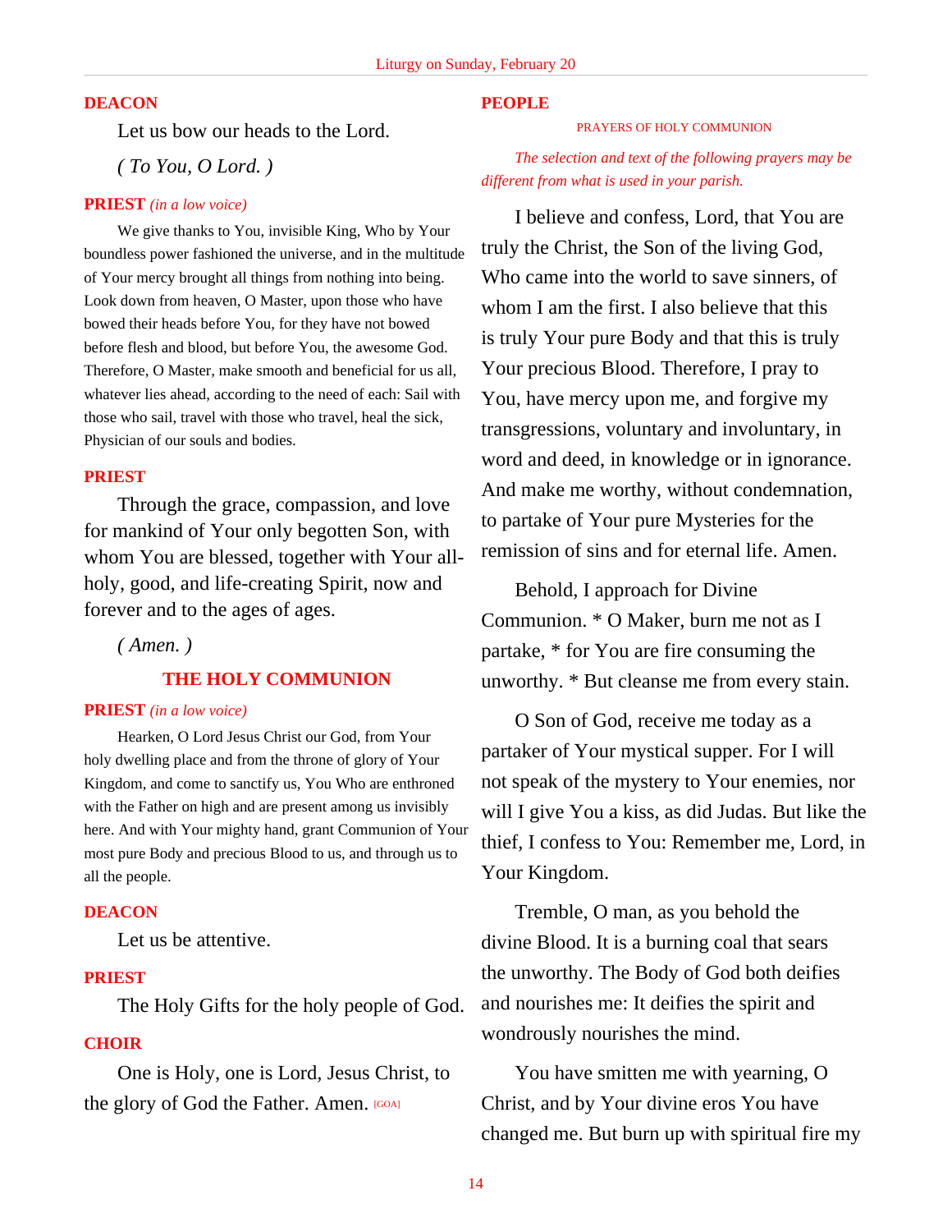**DEACON**

Let us bow our heads to the Lord.

*( To You, O Lord. )*

**PRIEST** *(in a low voice)*

We give thanks to You, invisible King, Who by Your boundless power fashioned the universe, and in the multitude of Your mercy brought all things from nothing into being. Look down from heaven, O Master, upon those who have bowed their heads before You, for they have not bowed before flesh and blood, but before You, the awesome God. Therefore, O Master, make smooth and beneficial for us all, whatever lies ahead, according to the need of each: Sail with those who sail, travel with those who travel, heal the sick, Physician of our souls and bodies.

**PRIEST**

Through the grace, compassion, and love for mankind of Your only begotten Son, with whom You are blessed, together with Your all-holy, good, and life-creating Spirit, now and forever and to the ages of ages.

*( Amen. )*

## THE HOLY COMMUNION

**PRIEST** *(in a low voice)*

Hearken, O Lord Jesus Christ our God, from Your holy dwelling place and from the throne of glory of Your Kingdom, and come to sanctify us, You Who are enthroned with the Father on high and are present among us invisibly here. And with Your mighty hand, grant Communion of Your most pure Body and precious Blood to us, and through us to all the people.

**DEACON**

Let us be attentive.

**PRIEST**

The Holy Gifts for the holy people of God.

**CHOIR**

One is Holy, one is Lord, Jesus Christ, to the glory of God the Father. Amen. [GOA]

**PEOPLE**

PRAYERS OF HOLY COMMUNION

*The selection and text of the following prayers may be different from what is used in your parish.*

I believe and confess, Lord, that You are truly the Christ, the Son of the living God, Who came into the world to save sinners, of whom I am the first. I also believe that this is truly Your pure Body and that this is truly Your precious Blood. Therefore, I pray to You, have mercy upon me, and forgive my transgressions, voluntary and involuntary, in word and deed, in knowledge or in ignorance. And make me worthy, without condemnation, to partake of Your pure Mysteries for the remission of sins and for eternal life. Amen.

Behold, I approach for Divine Communion. * O Maker, burn me not as I partake, * for You are fire consuming the unworthy. * But cleanse me from every stain.

O Son of God, receive me today as a partaker of Your mystical supper. For I will not speak of the mystery to Your enemies, nor will I give You a kiss, as did Judas. But like the thief, I confess to You: Remember me, Lord, in Your Kingdom.

Tremble, O man, as you behold the divine Blood. It is a burning coal that sears the unworthy. The Body of God both deifies and nourishes me: It deifies the spirit and wondrously nourishes the mind.

You have smitten me with yearning, O Christ, and by Your divine eros You have changed me. But burn up with spiritual fire my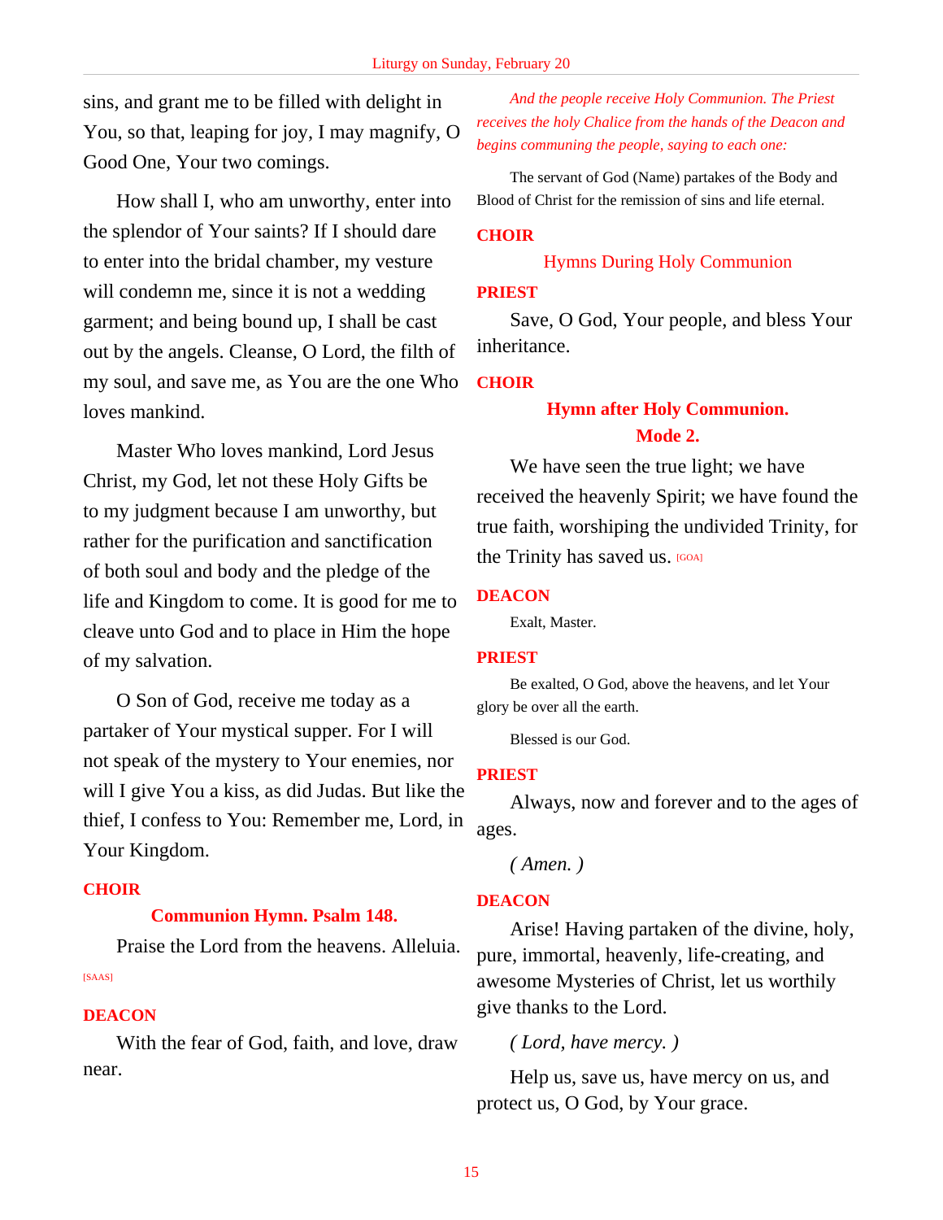sins, and grant me to be filled with delight in You, so that, leaping for joy, I may magnify, O Good One, Your two comings.

How shall I, who am unworthy, enter into the splendor of Your saints? If I should dare to enter into the bridal chamber, my vesture will condemn me, since it is not a wedding garment; and being bound up, I shall be cast out by the angels. Cleanse, O Lord, the filth of my soul, and save me, as You are the one Who loves mankind.

Master Who loves mankind, Lord Jesus Christ, my God, let not these Holy Gifts be to my judgment because I am unworthy, but rather for the purification and sanctification of both soul and body and the pledge of the life and Kingdom to come. It is good for me to cleave unto God and to place in Him the hope of my salvation.

O Son of God, receive me today as a partaker of Your mystical supper. For I will not speak of the mystery to Your enemies, nor will I give You a kiss, as did Judas. But like the thief, I confess to You: Remember me, Lord, in Your Kingdom.

**CHOIR**

**Communion Hymn. Psalm 148.**

Praise the Lord from the heavens. Alleluia. [SAAS]

**DEACON**

With the fear of God, faith, and love, draw near.

*And the people receive Holy Communion. The Priest receives the holy Chalice from the hands of the Deacon and begins communing the people, saying to each one:*

The servant of God (Name) partakes of the Body and Blood of Christ for the remission of sins and life eternal.

**CHOIR**

Hymns During Holy Communion

**PRIEST**

Save, O God, Your people, and bless Your inheritance.

**CHOIR**

**Hymn after Holy Communion. Mode 2.**

We have seen the true light; we have received the heavenly Spirit; we have found the true faith, worshiping the undivided Trinity, for the Trinity has saved us. [GOA]

**DEACON**

Exalt, Master.

**PRIEST**

Be exalted, O God, above the heavens, and let Your glory be over all the earth.

Blessed is our God.

**PRIEST**

Always, now and forever and to the ages of ages.

*( Amen. )*

**DEACON**

Arise! Having partaken of the divine, holy, pure, immortal, heavenly, life-creating, and awesome Mysteries of Christ, let us worthily give thanks to the Lord.

*( Lord, have mercy. )*

Help us, save us, have mercy on us, and protect us, O God, by Your grace.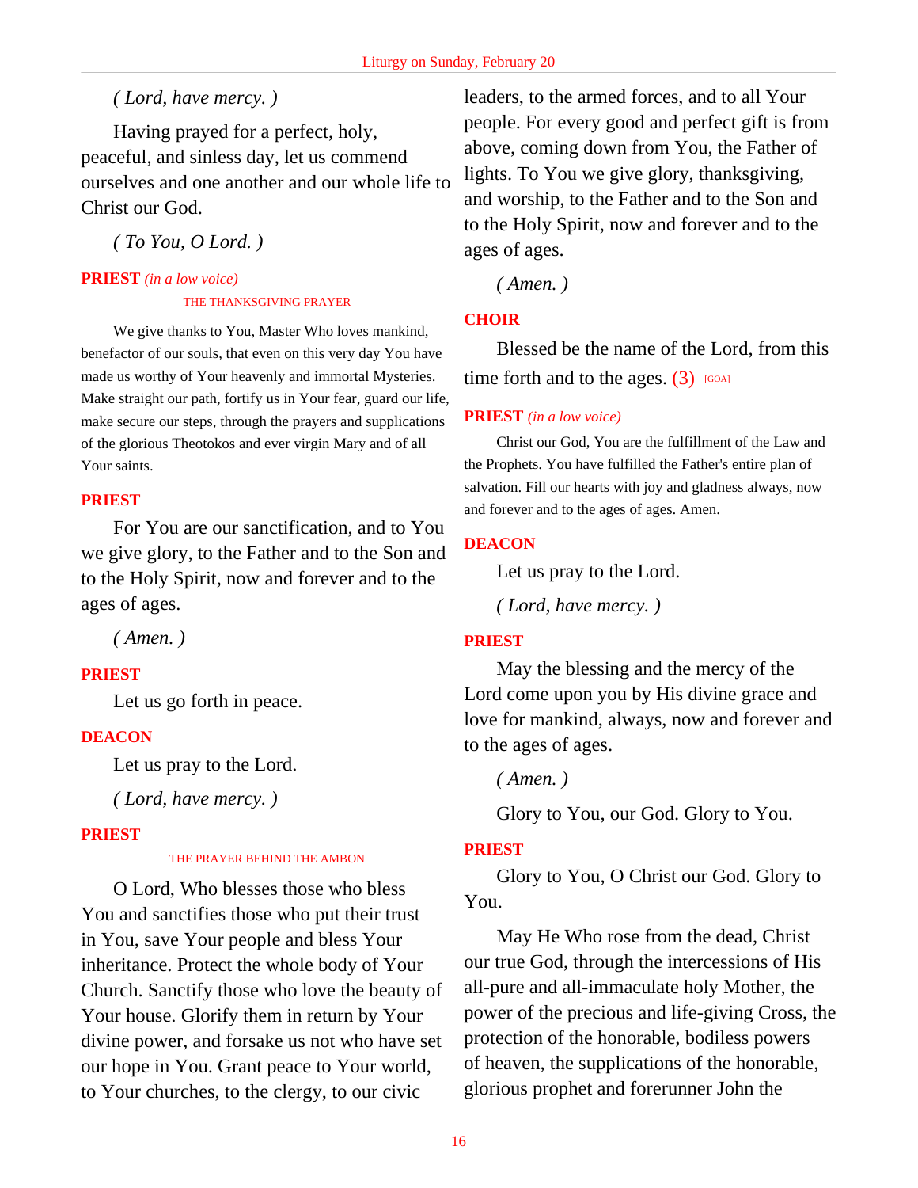*( Lord, have mercy. )*

Having prayed for a perfect, holy, peaceful, and sinless day, let us commend ourselves and one another and our whole life to Christ our God.

*( To You, O Lord. )*

**PRIEST** *(in a low voice)*

THE THANKSGIVING PRAYER

We give thanks to You, Master Who loves mankind, benefactor of our souls, that even on this very day You have made us worthy of Your heavenly and immortal Mysteries. Make straight our path, fortify us in Your fear, guard our life, make secure our steps, through the prayers and supplications of the glorious Theotokos and ever virgin Mary and of all Your saints.

**PRIEST**

For You are our sanctification, and to You we give glory, to the Father and to the Son and to the Holy Spirit, now and forever and to the ages of ages.

*( Amen. )*

**PRIEST**

Let us go forth in peace.

**DEACON**

Let us pray to the Lord.

*( Lord, have mercy. )*

**PRIEST**

THE PRAYER BEHIND THE AMBON

O Lord, Who blesses those who bless You and sanctifies those who put their trust in You, save Your people and bless Your inheritance. Protect the whole body of Your Church. Sanctify those who love the beauty of Your house. Glorify them in return by Your divine power, and forsake us not who have set our hope in You. Grant peace to Your world, to Your churches, to the clergy, to our civic leaders, to the armed forces, and to all Your people. For every good and perfect gift is from above, coming down from You, the Father of lights. To You we give glory, thanksgiving, and worship, to the Father and to the Son and to the Holy Spirit, now and forever and to the ages of ages.

*( Amen. )*

**CHOIR**

Blessed be the name of the Lord, from this time forth and to the ages. (3) [GOA]

**PRIEST** *(in a low voice)*

Christ our God, You are the fulfillment of the Law and the Prophets. You have fulfilled the Father's entire plan of salvation. Fill our hearts with joy and gladness always, now and forever and to the ages of ages. Amen.

**DEACON**

Let us pray to the Lord.

*( Lord, have mercy. )*

**PRIEST**

May the blessing and the mercy of the Lord come upon you by His divine grace and love for mankind, always, now and forever and to the ages of ages.

*( Amen. )*

Glory to You, our God. Glory to You.

**PRIEST**

Glory to You, O Christ our God. Glory to You.

May He Who rose from the dead, Christ our true God, through the intercessions of His all-pure and all-immaculate holy Mother, the power of the precious and life-giving Cross, the protection of the honorable, bodiless powers of heaven, the supplications of the honorable, glorious prophet and forerunner John the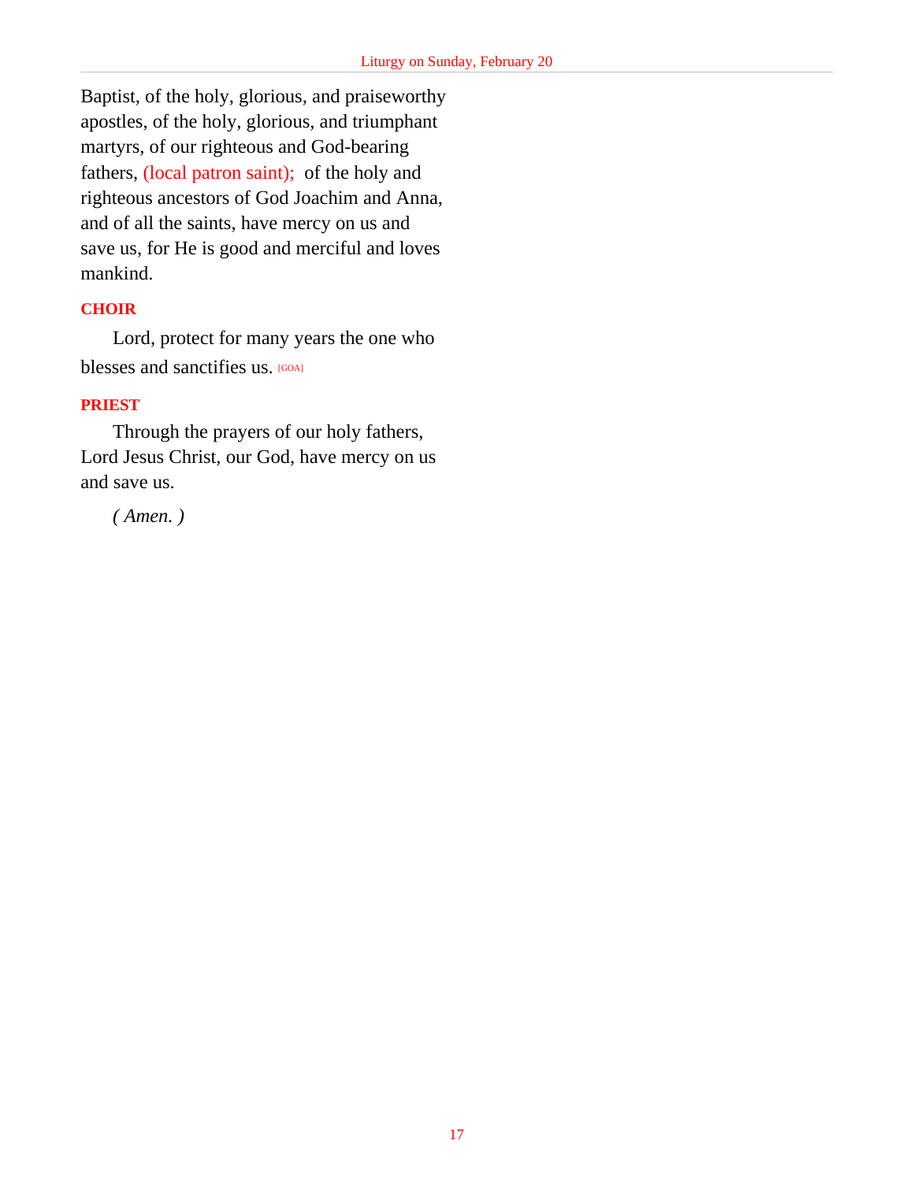Baptist, of the holy, glorious, and praiseworthy apostles, of the holy, glorious, and triumphant martyrs, of our righteous and God-bearing fathers, (local patron saint); of the holy and righteous ancestors of God Joachim and Anna, and of all the saints, have mercy on us and save us, for He is good and merciful and loves mankind.

**CHOIR**

Lord, protect for many years the one who blesses and sanctifies us. [GOA]

**PRIEST**

Through the prayers of our holy fathers, Lord Jesus Christ, our God, have mercy on us and save us.

*( Amen. )*